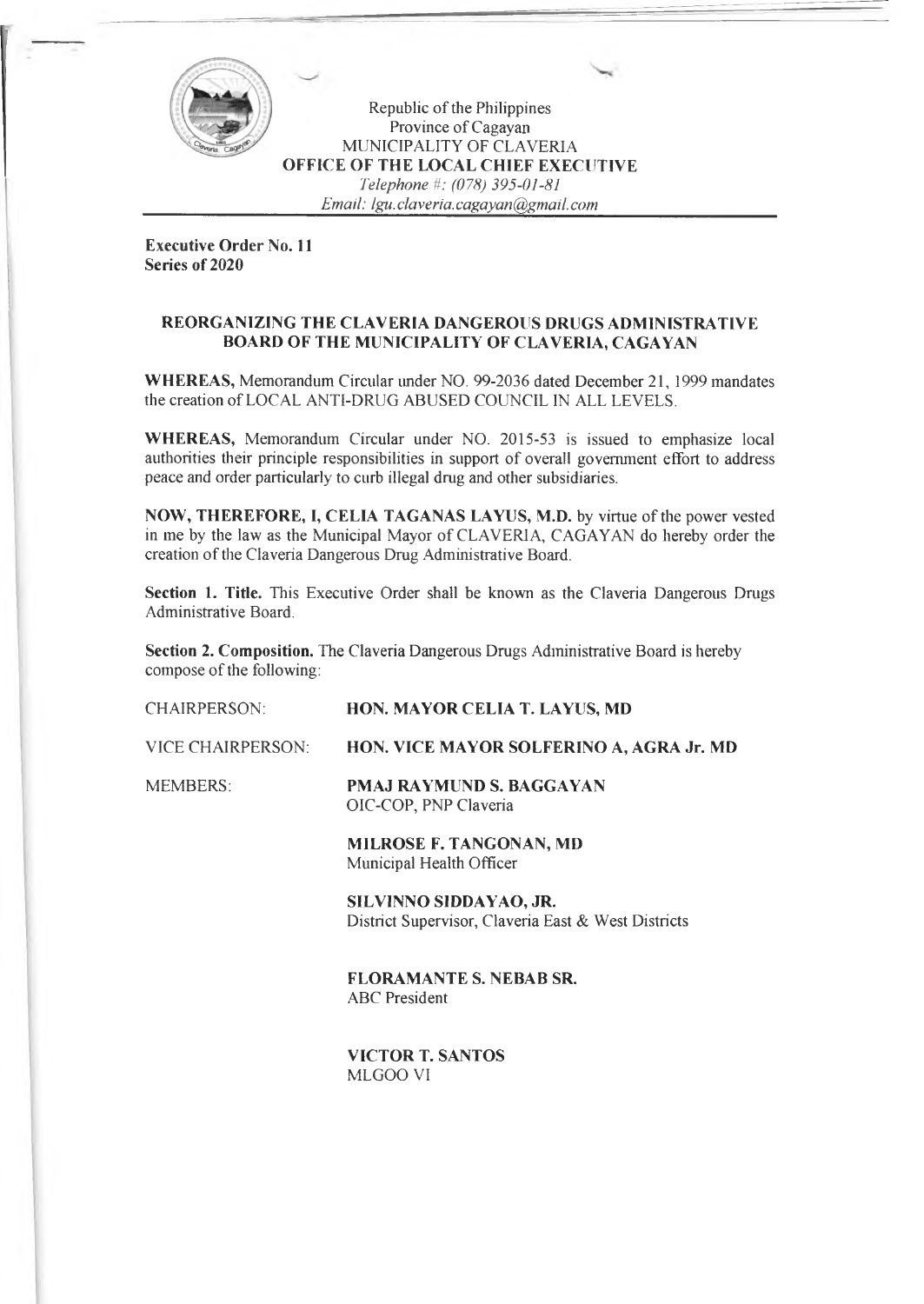Republic of the Philippines
Province of Cagayan
MUNICIPALITY OF CLAVERIA
**OFFICE OF THE LOCAL CHIEF EXECUTIVE**
*Telephone #: (078) 395-01-81*
*Email: lgu.claveria.cagayan@gmail.com*

**Executive Order No. 11**
**Series of 2020**

## REORGANIZING THE CLAVERIA DANGEROUS DRUGS ADMINISTRATIVE BOARD OF THE MUNICIPALITY OF CLAVERIA, CAGAYAN

**WHEREAS,** Memorandum Circular under NO. 99-2036 dated December 21, 1999 mandates the creation of LOCAL ANTI-DRUG ABUSED COUNCIL IN ALL LEVELS.

**WHEREAS,** Memorandum Circular under NO. 2015-53 is issued to emphasize local authorities their principle responsibilities in support of overall government effort to address peace and order particularly to curb illegal drug and other subsidiaries.

**NOW, THEREFORE, I, CELIA TAGANAS LAYUS, M.D.** by virtue of the power vested in me by the law as the Municipal Mayor of CLAVERIA, CAGAYAN do hereby order the creation of the Claveria Dangerous Drug Administrative Board.

**Section 1. Title.** This Executive Order shall be known as the Claveria Dangerous Drugs Administrative Board.

**Section 2. Composition.** The Claveria Dangerous Drugs Administrative Board is hereby compose of the following:

CHAIRPERSON: **HON. MAYOR CELIA T. LAYUS, MD**

VICE CHAIRPERSON: **HON. VICE MAYOR SOLFERINO A, AGRA Jr. MD**

MEMBERS:

**PMAJ RAYMUND S. BAGGAYAN**
OIC-COP, PNP Claveria

**MILROSE F. TANGONAN, MD**
Municipal Health Officer

**SILVINNO SIDDAYAO, JR.**
District Supervisor, Claveria East & West Districts

**FLORAMANTE S. NEBAB SR.**
ABC President

**VICTOR T. SANTOS**
MLGOO VI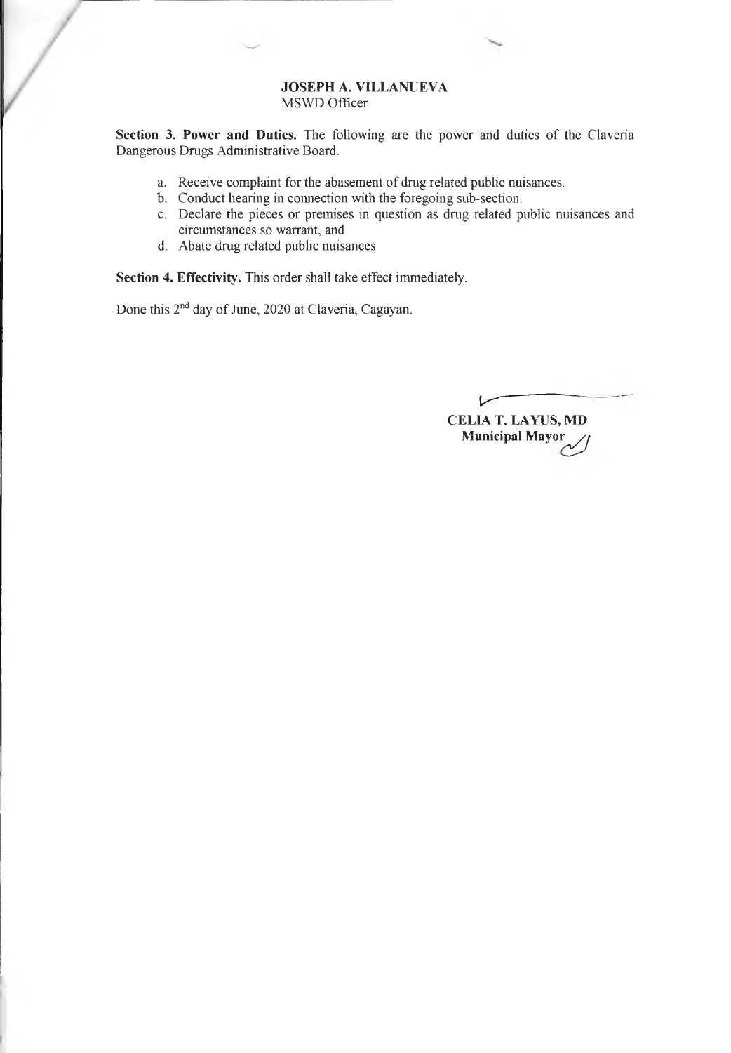**JOSEPH A. VILLANUEVA**
MSWD Officer

**Section 3. Power and Duties.** The following are the power and duties of the Claveria Dangerous Drugs Administrative Board.

a. Receive complaint for the abasement of drug related public nuisances.
b. Conduct hearing in connection with the foregoing sub-section.
c. Declare the pieces or premises in question as drug related public nuisances and circumstances so warrant, and
d. Abate drug related public nuisances

**Section 4. Effectivity.** This order shall take effect immediately.

Done this 2nd day of June, 2020 at Claveria, Cagayan.

**CELIA T. LAYUS, MD**
**Municipal Mayor**